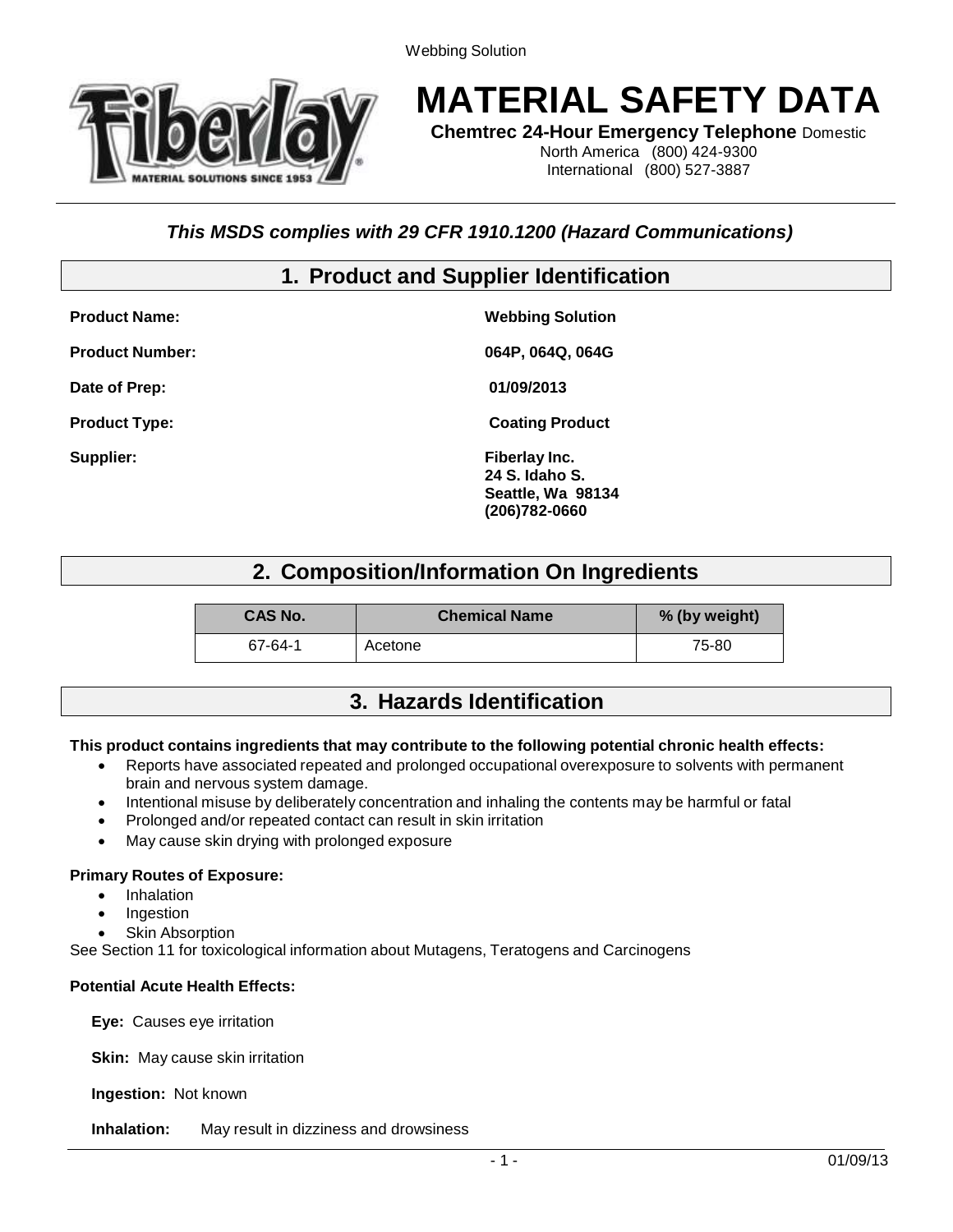# MATERIAL SAFETY DATA

**Chemtrec 24-Hour Emergency Telephone** Domestic
North America (800) 424-9300
International (800) 527-3887

***This MSDS complies with 29 CFR 1910.1200 (Hazard Communications)***

## 1. Product and Supplier Identification

**Product Name:** **Webbing Solution**

**Product Number:** **064P, 064Q, 064G**

**Date of Prep:** **01/09/2013**

**Product Type:** **Coating Product**

**Supplier:** **Fiberlay Inc.**
**24 S. Idaho S.**
**Seattle, Wa 98134**
**(206)782-0660**

## 2. Composition/Information On Ingredients

| CAS No. | Chemical Name | % (by weight) |
|---|---|---|
| 67-64-1 | Acetone | 75-80 |

## 3. Hazards Identification

**This product contains ingredients that may contribute to the following potential chronic health effects:**

- Reports have associated repeated and prolonged occupational overexposure to solvents with permanent brain and nervous system damage.
- Intentional misuse by deliberately concentration and inhaling the contents may be harmful or fatal
- Prolonged and/or repeated contact can result in skin irritation
- May cause skin drying with prolonged exposure

**Primary Routes of Exposure:**

- Inhalation
- Ingestion
- Skin Absorption

See Section 11 for toxicological information about Mutagens, Teratogens and Carcinogens

**Potential Acute Health Effects:**

**Eye:** Causes eye irritation

**Skin:** May cause skin irritation

**Ingestion:** Not known

**Inhalation:** May result in dizziness and drowsiness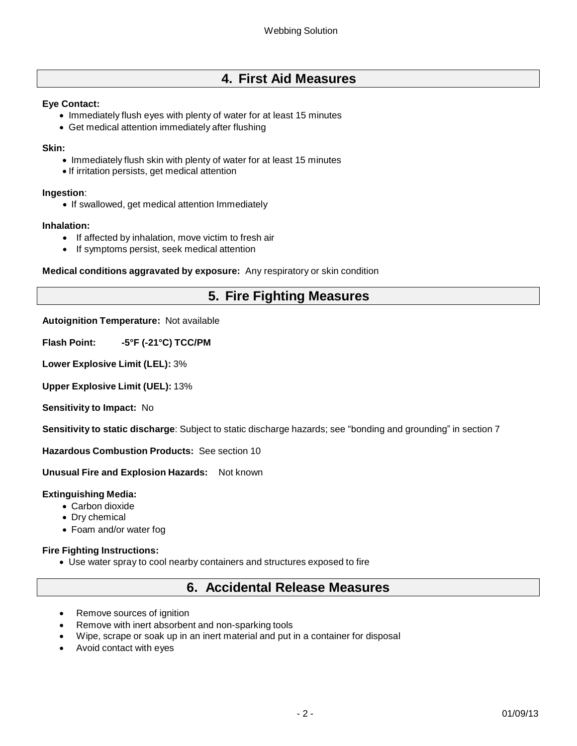## 4. First Aid Measures

**Eye Contact:**

- Immediately flush eyes with plenty of water for at least 15 minutes
- Get medical attention immediately after flushing

**Skin:**

- Immediately flush skin with plenty of water for at least 15 minutes
- If irritation persists, get medical attention

**Ingestion**:

- If swallowed, get medical attention Immediately

**Inhalation:**

- If affected by inhalation, move victim to fresh air
- If symptoms persist, seek medical attention

**Medical conditions aggravated by exposure:** Any respiratory or skin condition

## 5. Fire Fighting Measures

**Autoignition Temperature:** Not available

**Flash Point:** **-5°F (-21°C) TCC/PM**

**Lower Explosive Limit (LEL):** 3%

**Upper Explosive Limit (UEL):** 13%

**Sensitivity to Impact:** No

**Sensitivity to static discharge**: Subject to static discharge hazards; see "bonding and grounding" in section 7

**Hazardous Combustion Products:** See section 10

**Unusual Fire and Explosion Hazards:** Not known

**Extinguishing Media:**

- Carbon dioxide
- Dry chemical
- Foam and/or water fog

**Fire Fighting Instructions:**

- Use water spray to cool nearby containers and structures exposed to fire

## 6. Accidental Release Measures

- Remove sources of ignition
- Remove with inert absorbent and non-sparking tools
- Wipe, scrape or soak up in an inert material and put in a container for disposal
- Avoid contact with eyes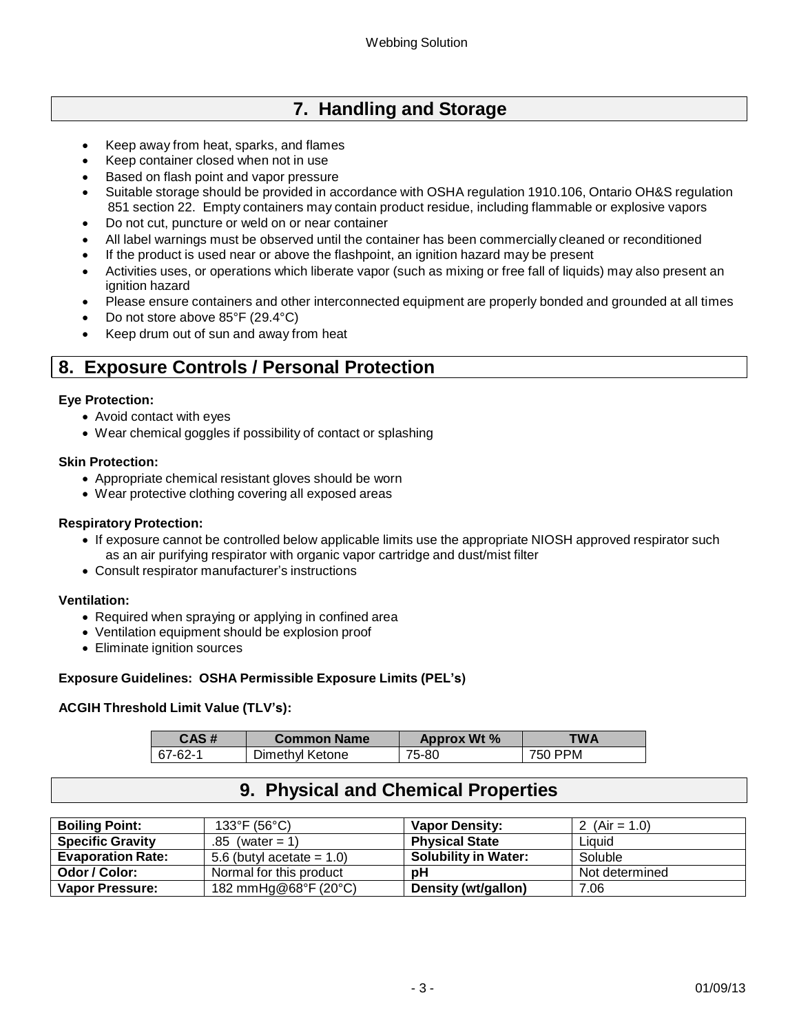## 7. Handling and Storage

- Keep away from heat, sparks, and flames
- Keep container closed when not in use
- Based on flash point and vapor pressure
- Suitable storage should be provided in accordance with OSHA regulation 1910.106, Ontario OH&S regulation 851 section 22. Empty containers may contain product residue, including flammable or explosive vapors
- Do not cut, puncture or weld on or near container
- All label warnings must be observed until the container has been commercially cleaned or reconditioned
- If the product is used near or above the flashpoint, an ignition hazard may be present
- Activities uses, or operations which liberate vapor (such as mixing or free fall of liquids) may also present an ignition hazard
- Please ensure containers and other interconnected equipment are properly bonded and grounded at all times
- Do not store above 85°F (29.4°C)
- Keep drum out of sun and away from heat

## 8. Exposure Controls / Personal Protection

**Eye Protection:**

- Avoid contact with eyes
- Wear chemical goggles if possibility of contact or splashing

**Skin Protection:**

- Appropriate chemical resistant gloves should be worn
- Wear protective clothing covering all exposed areas

**Respiratory Protection:**

- If exposure cannot be controlled below applicable limits use the appropriate NIOSH approved respirator such as an air purifying respirator with organic vapor cartridge and dust/mist filter
- Consult respirator manufacturer's instructions

**Ventilation:**

- Required when spraying or applying in confined area
- Ventilation equipment should be explosion proof
- Eliminate ignition sources

**Exposure Guidelines: OSHA Permissible Exposure Limits (PEL's)**

**ACGIH Threshold Limit Value (TLV's):**

| CAS # | Common Name | Approx Wt % | TWA |
|---|---|---|---|
| 67-62-1 | Dimethyl Ketone | 75-80 | 750 PPM |

## 9. Physical and Chemical Properties

| | | | |
|---|---|---|---|
| **Boiling Point:** | 133°F (56°C) | **Vapor Density:** | 2 (Air = 1.0) |
| **Specific Gravity** | .85 (water = 1) | **Physical State** | Liquid |
| **Evaporation Rate:** | 5.6 (butyl acetate = 1.0) | **Solubility in Water:** | Soluble |
| **Odor / Color:** | Normal for this product | **pH** | Not determined |
| **Vapor Pressure:** | 182 mmHg@68°F (20°C) | **Density (wt/gallon)** | 7.06 |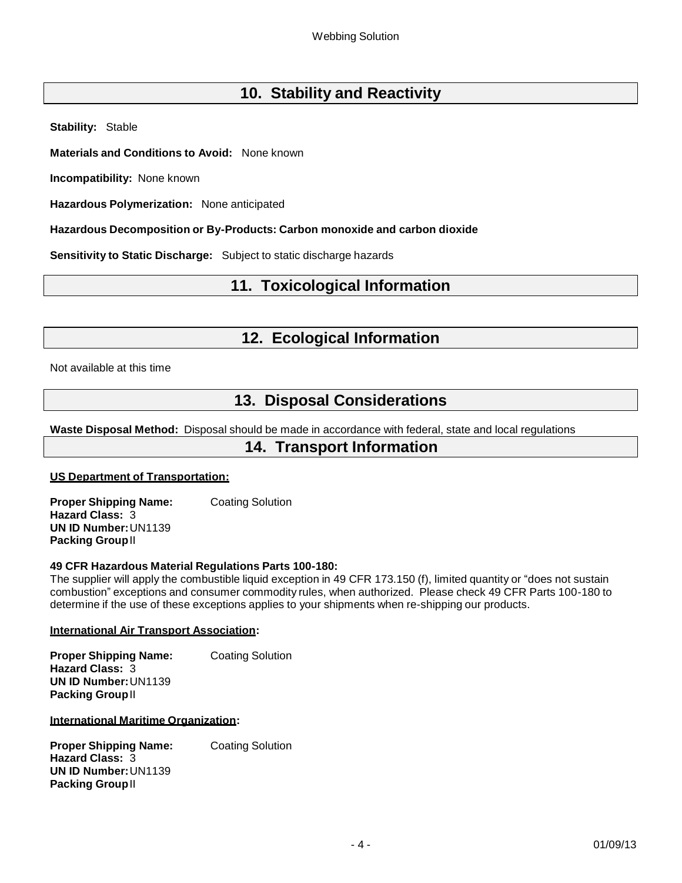## 10. Stability and Reactivity

**Stability:** Stable

**Materials and Conditions to Avoid:** None known

**Incompatibility:** None known

**Hazardous Polymerization:** None anticipated

**Hazardous Decomposition or By-Products: Carbon monoxide and carbon dioxide**

**Sensitivity to Static Discharge:** Subject to static discharge hazards

## 11. Toxicological Information

## 12. Ecological Information

Not available at this time

## 13. Disposal Considerations

**Waste Disposal Method:** Disposal should be made in accordance with federal, state and local regulations

## 14. Transport Information

**US Department of Transportation:**

**Proper Shipping Name:** Coating Solution
**Hazard Class:** 3
**UN ID Number:** UN1139
**Packing Group** II

**49 CFR Hazardous Material Regulations Parts 100-180:**
The supplier will apply the combustible liquid exception in 49 CFR 173.150 (f), limited quantity or "does not sustain combustion" exceptions and consumer commodity rules, when authorized. Please check 49 CFR Parts 100-180 to determine if the use of these exceptions applies to your shipments when re-shipping our products.

**International Air Transport Association:**

**Proper Shipping Name:** Coating Solution
**Hazard Class:** 3
**UN ID Number:** UN1139
**Packing Group** II

**International Maritime Organization:**

**Proper Shipping Name:** Coating Solution
**Hazard Class:** 3
**UN ID Number:** UN1139
**Packing Group** II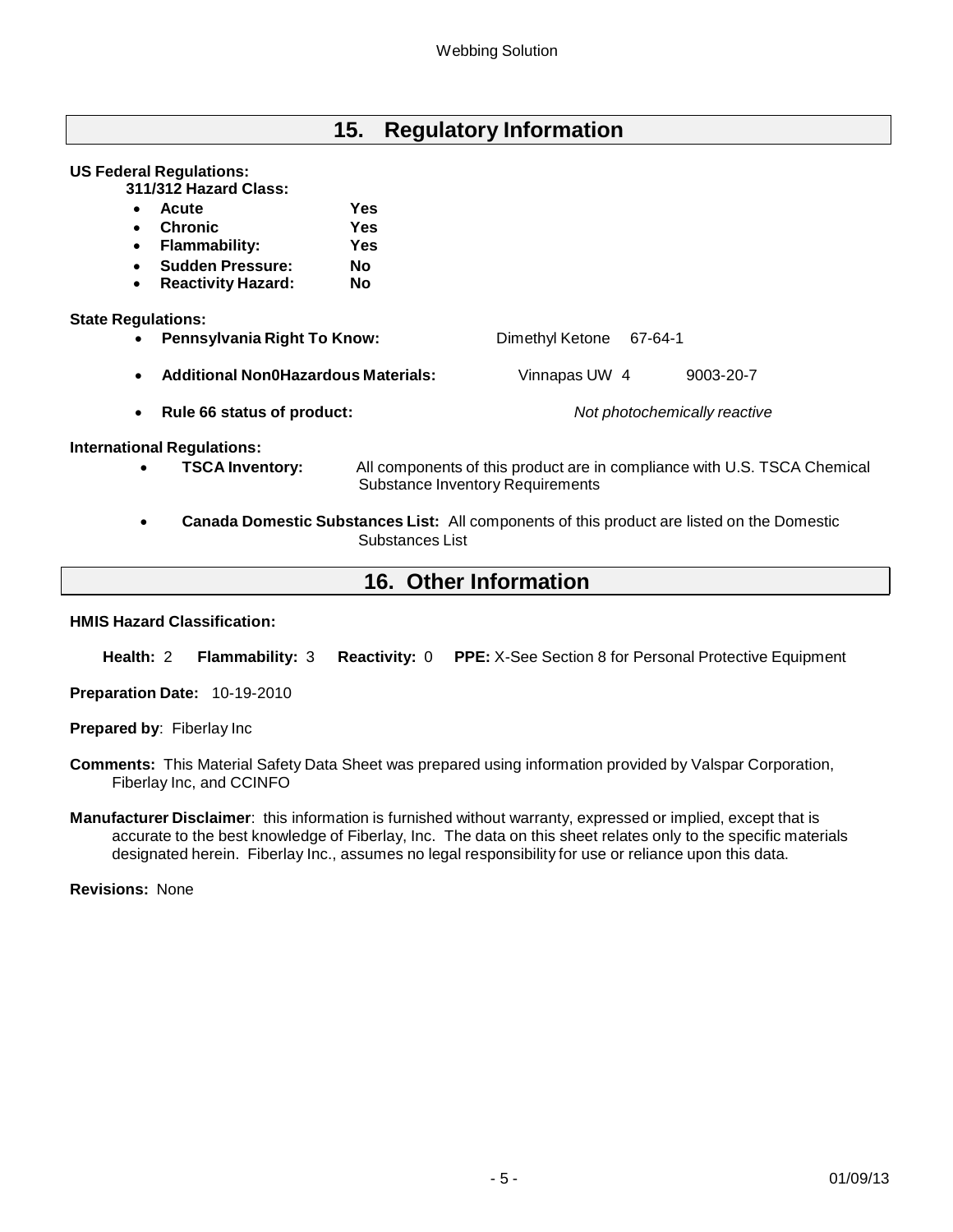## 15. Regulatory Information

**US Federal Regulations:**

**311/312 Hazard Class:**

- **Acute** **Yes**
- **Chronic** **Yes**
- **Flammability:** **Yes**
- **Sudden Pressure:** **No**
- **Reactivity Hazard:** **No**

**State Regulations:**

- **Pennsylvania Right To Know:** Dimethyl Ketone 67-64-1
- **Additional Non0Hazardous Materials:** Vinnapas UW 4 9003-20-7
- **Rule 66 status of product:** *Not photochemically reactive*

**International Regulations:**

- **TSCA Inventory:** All components of this product are in compliance with U.S. TSCA Chemical Substance Inventory Requirements
- **Canada Domestic Substances List:** All components of this product are listed on the Domestic Substances List

## 16. Other Information

**HMIS Hazard Classification:**

**Health:** 2 **Flammability:** 3 **Reactivity:** 0 **PPE:** X-See Section 8 for Personal Protective Equipment

**Preparation Date:** 10-19-2010

**Prepared by**: Fiberlay Inc

**Comments:** This Material Safety Data Sheet was prepared using information provided by Valspar Corporation, Fiberlay Inc, and CCINFO

**Manufacturer Disclaimer**: this information is furnished without warranty, expressed or implied, except that is accurate to the best knowledge of Fiberlay, Inc. The data on this sheet relates only to the specific materials designated herein. Fiberlay Inc., assumes no legal responsibility for use or reliance upon this data.

**Revisions:** None